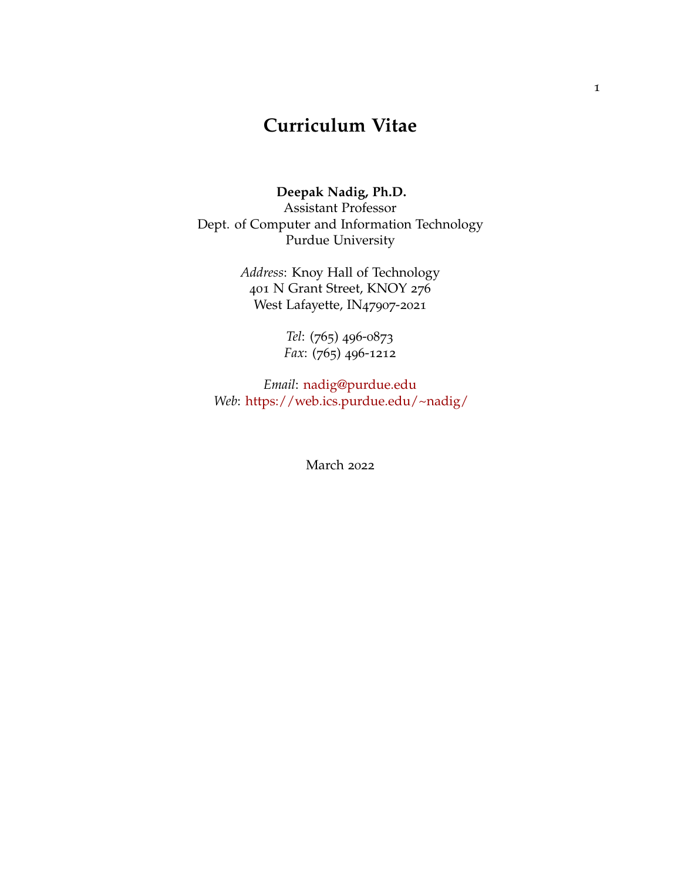# Curriculum Vitae

**Deepak Nadig, Ph.D.**
Assistant Professor
Dept. of Computer and Information Technology
Purdue University

*Address*: Knoy Hall of Technology
401 N Grant Street, KNOY 276
West Lafayette, IN47907-2021

*Tel*: (765) 496-0873
*Fax*: (765) 496-1212

*Email*: nadig@purdue.edu
*Web*: https://web.ics.purdue.edu/~nadig/

March 2022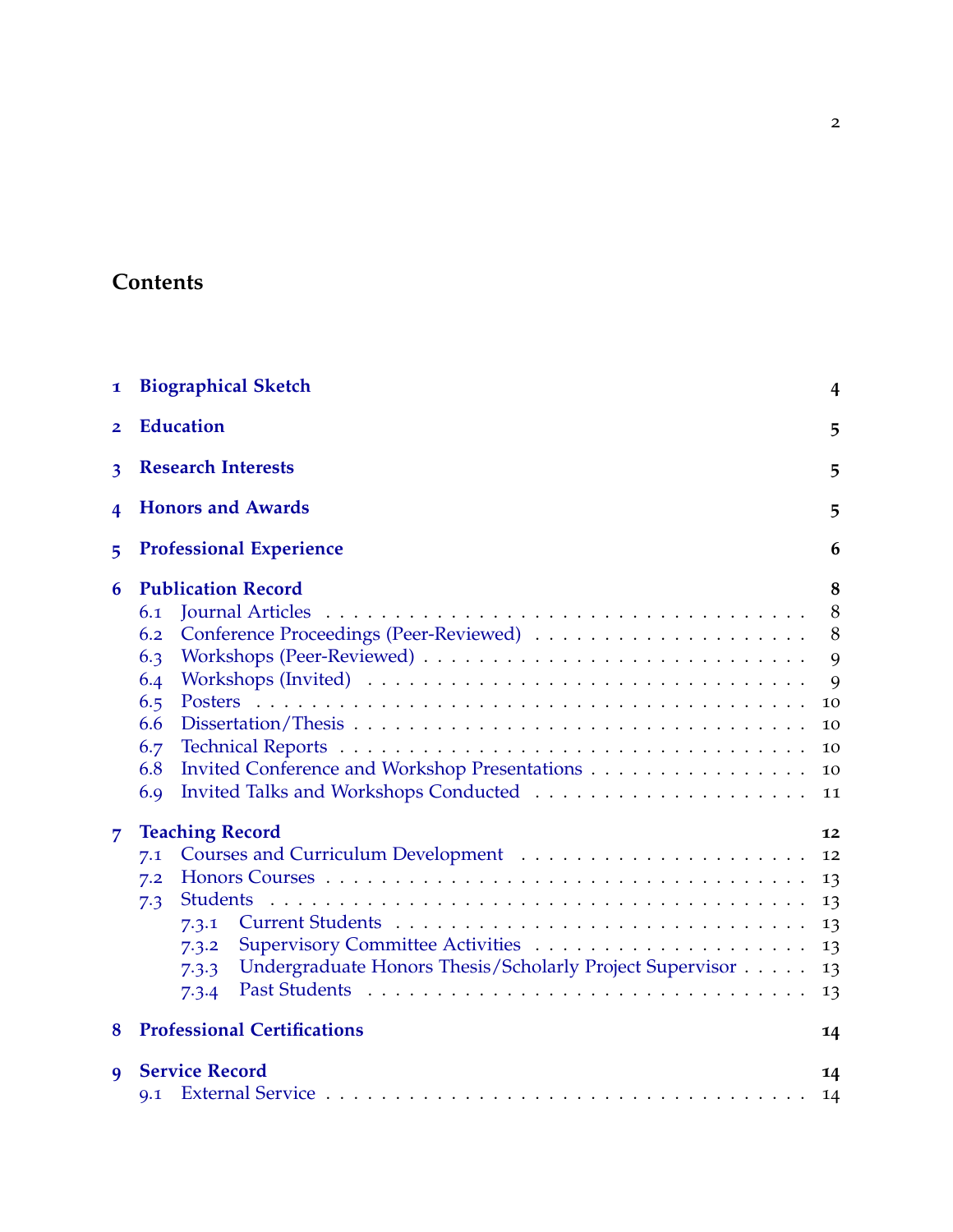# Contents

| | | |
|---|---|---|
| **1** | **Biographical Sketch** | **4** |
| **2** | **Education** | **5** |
| **3** | **Research Interests** | **5** |
| **4** | **Honors and Awards** | **5** |
| **5** | **Professional Experience** | **6** |
| **6** | **Publication Record** | **8** |
| 6.1 | Journal Articles | 8 |
| 6.2 | Conference Proceedings (Peer-Reviewed) | 8 |
| 6.3 | Workshops (Peer-Reviewed) | 9 |
| 6.4 | Workshops (Invited) | 9 |
| 6.5 | Posters | 10 |
| 6.6 | Dissertation/Thesis | 10 |
| 6.7 | Technical Reports | 10 |
| 6.8 | Invited Conference and Workshop Presentations | 10 |
| 6.9 | Invited Talks and Workshops Conducted | 11 |
| **7** | **Teaching Record** | **12** |
| 7.1 | Courses and Curriculum Development | 12 |
| 7.2 | Honors Courses | 13 |
| 7.3 | Students | 13 |
| 7.3.1 | Current Students | 13 |
| 7.3.2 | Supervisory Committee Activities | 13 |
| 7.3.3 | Undergraduate Honors Thesis/Scholarly Project Supervisor | 13 |
| 7.3.4 | Past Students | 13 |
| **8** | **Professional Certifications** | **14** |
| **9** | **Service Record** | **14** |
| 9.1 | External Service | 14 |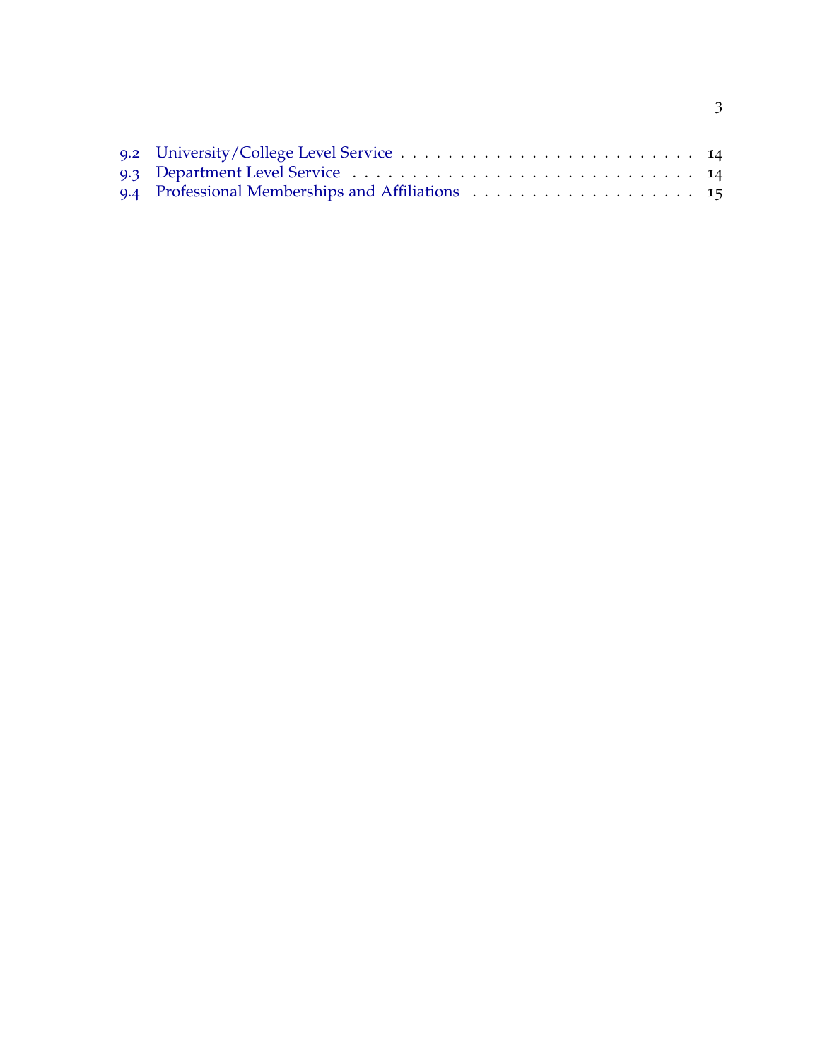9.2 University/College Level Service . . . . . . . . . . . . . . . . . . . . . . . . . 14
9.3 Department Level Service . . . . . . . . . . . . . . . . . . . . . . . . . . . . 14
9.4 Professional Memberships and Affiliations . . . . . . . . . . . . . . . . . . . . 15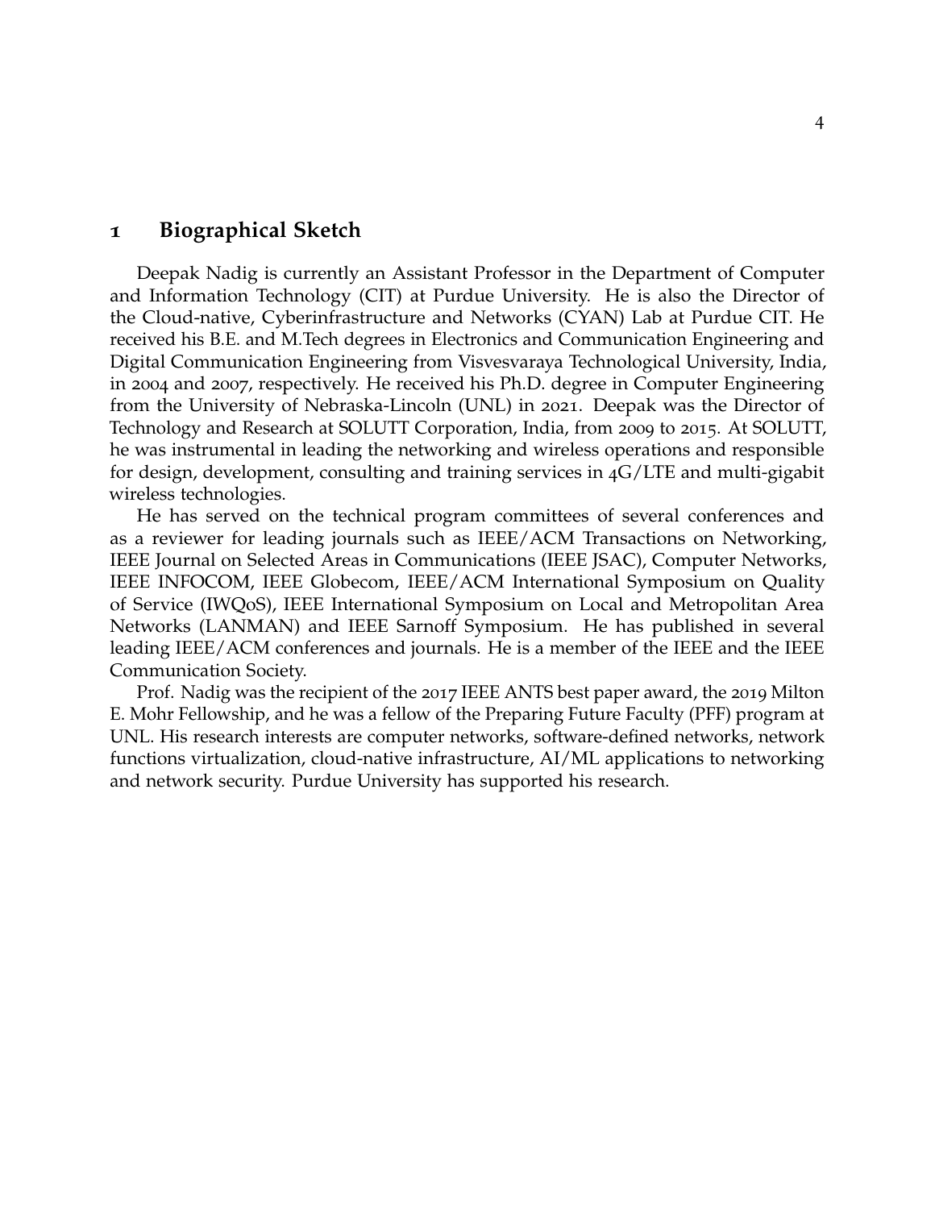# 1 Biographical Sketch

Deepak Nadig is currently an Assistant Professor in the Department of Computer and Information Technology (CIT) at Purdue University. He is also the Director of the Cloud-native, Cyberinfrastructure and Networks (CYAN) Lab at Purdue CIT. He received his B.E. and M.Tech degrees in Electronics and Communication Engineering and Digital Communication Engineering from Visvesvaraya Technological University, India, in 2004 and 2007, respectively. He received his Ph.D. degree in Computer Engineering from the University of Nebraska-Lincoln (UNL) in 2021. Deepak was the Director of Technology and Research at SOLUTT Corporation, India, from 2009 to 2015. At SOLUTT, he was instrumental in leading the networking and wireless operations and responsible for design, development, consulting and training services in 4G/LTE and multi-gigabit wireless technologies.

He has served on the technical program committees of several conferences and as a reviewer for leading journals such as IEEE/ACM Transactions on Networking, IEEE Journal on Selected Areas in Communications (IEEE JSAC), Computer Networks, IEEE INFOCOM, IEEE Globecom, IEEE/ACM International Symposium on Quality of Service (IWQoS), IEEE International Symposium on Local and Metropolitan Area Networks (LANMAN) and IEEE Sarnoff Symposium. He has published in several leading IEEE/ACM conferences and journals. He is a member of the IEEE and the IEEE Communication Society.

Prof. Nadig was the recipient of the 2017 IEEE ANTS best paper award, the 2019 Milton E. Mohr Fellowship, and he was a fellow of the Preparing Future Faculty (PFF) program at UNL. His research interests are computer networks, software-defined networks, network functions virtualization, cloud-native infrastructure, AI/ML applications to networking and network security. Purdue University has supported his research.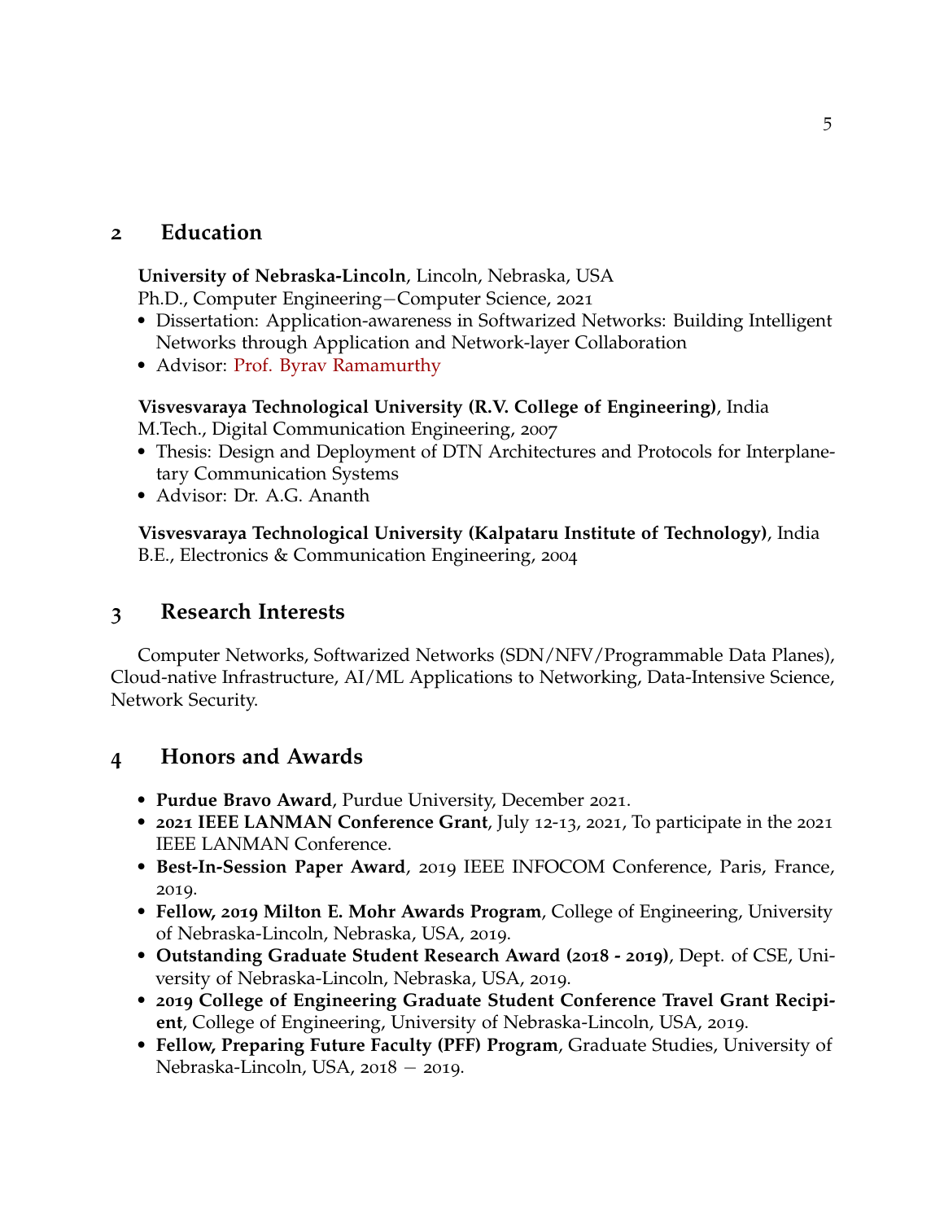## 2 Education

**University of Nebraska-Lincoln**, Lincoln, Nebraska, USA
Ph.D., Computer Engineering−Computer Science, 2021

- Dissertation: Application-awareness in Softwarized Networks: Building Intelligent Networks through Application and Network-layer Collaboration
- Advisor: Prof. Byrav Ramamurthy

**Visvesvaraya Technological University (R.V. College of Engineering)**, India
M.Tech., Digital Communication Engineering, 2007

- Thesis: Design and Deployment of DTN Architectures and Protocols for Interplanetary Communication Systems
- Advisor: Dr. A.G. Ananth

**Visvesvaraya Technological University (Kalpataru Institute of Technology)**, India
B.E., Electronics & Communication Engineering, 2004

## 3 Research Interests

Computer Networks, Softwarized Networks (SDN/NFV/Programmable Data Planes), Cloud-native Infrastructure, AI/ML Applications to Networking, Data-Intensive Science, Network Security.

## 4 Honors and Awards

- **Purdue Bravo Award**, Purdue University, December 2021.
- **2021 IEEE LANMAN Conference Grant**, July 12-13, 2021, To participate in the 2021 IEEE LANMAN Conference.
- **Best-In-Session Paper Award**, 2019 IEEE INFOCOM Conference, Paris, France, 2019.
- **Fellow, 2019 Milton E. Mohr Awards Program**, College of Engineering, University of Nebraska-Lincoln, Nebraska, USA, 2019.
- **Outstanding Graduate Student Research Award (2018 - 2019)**, Dept. of CSE, University of Nebraska-Lincoln, Nebraska, USA, 2019.
- **2019 College of Engineering Graduate Student Conference Travel Grant Recipient**, College of Engineering, University of Nebraska-Lincoln, USA, 2019.
- **Fellow, Preparing Future Faculty (PFF) Program**, Graduate Studies, University of Nebraska-Lincoln, USA, 2018 − 2019.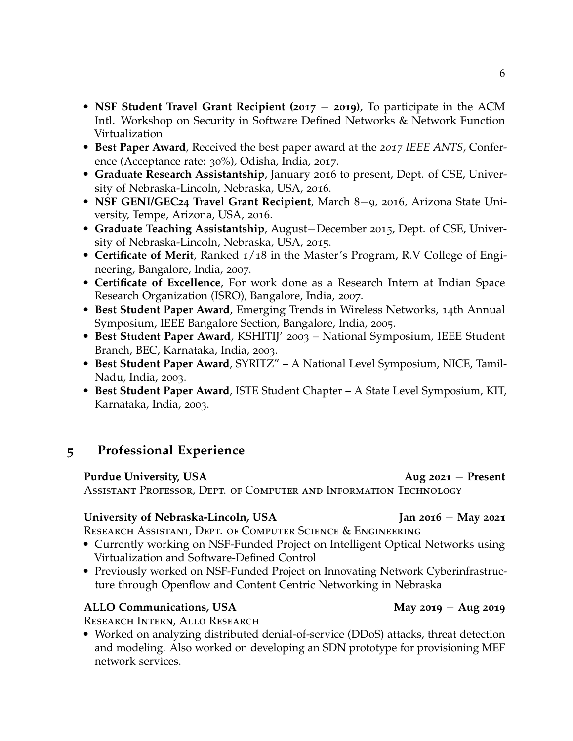- **NSF Student Travel Grant Recipient (2017 − 2019)**, To participate in the ACM Intl. Workshop on Security in Software Defined Networks & Network Function Virtualization
- **Best Paper Award**, Received the best paper award at the *2017 IEEE ANTS*, Conference (Acceptance rate: 30%), Odisha, India, 2017.
- **Graduate Research Assistantship**, January 2016 to present, Dept. of CSE, University of Nebraska-Lincoln, Nebraska, USA, 2016.
- **NSF GENI/GEC24 Travel Grant Recipient**, March 8−9, 2016, Arizona State University, Tempe, Arizona, USA, 2016.
- **Graduate Teaching Assistantship**, August−December 2015, Dept. of CSE, University of Nebraska-Lincoln, Nebraska, USA, 2015.
- **Certificate of Merit**, Ranked 1/18 in the Master's Program, R.V College of Engineering, Bangalore, India, 2007.
- **Certificate of Excellence**, For work done as a Research Intern at Indian Space Research Organization (ISRO), Bangalore, India, 2007.
- **Best Student Paper Award**, Emerging Trends in Wireless Networks, 14th Annual Symposium, IEEE Bangalore Section, Bangalore, India, 2005.
- **Best Student Paper Award**, KSHITIJ' 2003 – National Symposium, IEEE Student Branch, BEC, Karnataka, India, 2003.
- **Best Student Paper Award**, SYRITZ" – A National Level Symposium, NICE, Tamil-Nadu, India, 2003.
- **Best Student Paper Award**, ISTE Student Chapter – A State Level Symposium, KIT, Karnataka, India, 2003.

## 5 Professional Experience

**Purdue University, USA** **Aug 2021 − Present**
Assistant Professor, Dept. of Computer and Information Technology

**University of Nebraska-Lincoln, USA** **Jan 2016 − May 2021**
Research Assistant, Dept. of Computer Science & Engineering

- Currently working on NSF-Funded Project on Intelligent Optical Networks using Virtualization and Software-Defined Control
- Previously worked on NSF-Funded Project on Innovating Network Cyberinfrastructure through Openflow and Content Centric Networking in Nebraska

**ALLO Communications, USA** **May 2019 − Aug 2019**
Research Intern, Allo Research

- Worked on analyzing distributed denial-of-service (DDoS) attacks, threat detection and modeling. Also worked on developing an SDN prototype for provisioning MEF network services.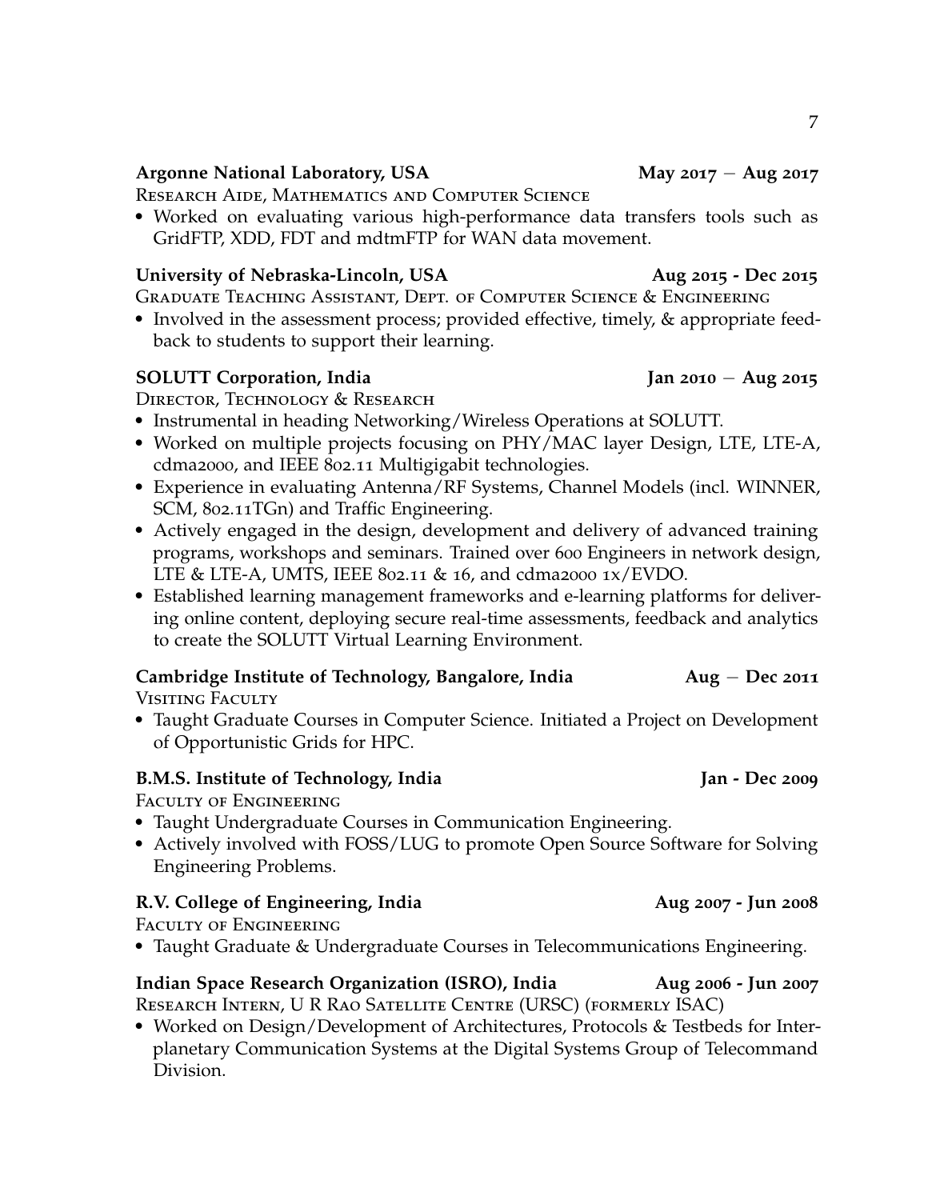**Argonne National Laboratory, USA** **May 2017 – Aug 2017**

Research Aide, Mathematics and Computer Science

- Worked on evaluating various high-performance data transfers tools such as GridFTP, XDD, FDT and mdtmFTP for WAN data movement.

**University of Nebraska-Lincoln, USA** **Aug 2015 - Dec 2015**

Graduate Teaching Assistant, Dept. of Computer Science & Engineering

- Involved in the assessment process; provided effective, timely, & appropriate feedback to students to support their learning.

**SOLUTT Corporation, India** **Jan 2010 – Aug 2015**

Director, Technology & Research

- Instrumental in heading Networking/Wireless Operations at SOLUTT.
- Worked on multiple projects focusing on PHY/MAC layer Design, LTE, LTE-A, cdma2000, and IEEE 802.11 Multigigabit technologies.
- Experience in evaluating Antenna/RF Systems, Channel Models (incl. WINNER, SCM, 802.11TGn) and Traffic Engineering.
- Actively engaged in the design, development and delivery of advanced training programs, workshops and seminars. Trained over 600 Engineers in network design, LTE & LTE-A, UMTS, IEEE 802.11 & 16, and cdma2000 1x/EVDO.
- Established learning management frameworks and e-learning platforms for delivering online content, deploying secure real-time assessments, feedback and analytics to create the SOLUTT Virtual Learning Environment.

**Cambridge Institute of Technology, Bangalore, India** **Aug – Dec 2011**

Visiting Faculty

- Taught Graduate Courses in Computer Science. Initiated a Project on Development of Opportunistic Grids for HPC.

**B.M.S. Institute of Technology, India** **Jan - Dec 2009**

Faculty of Engineering

- Taught Undergraduate Courses in Communication Engineering.
- Actively involved with FOSS/LUG to promote Open Source Software for Solving Engineering Problems.

**R.V. College of Engineering, India** **Aug 2007 - Jun 2008**

Faculty of Engineering

- Taught Graduate & Undergraduate Courses in Telecommunications Engineering.

**Indian Space Research Organization (ISRO), India** **Aug 2006 - Jun 2007**

Research Intern, U R Rao Satellite Centre (URSC) (formerly ISAC)

- Worked on Design/Development of Architectures, Protocols & Testbeds for Interplanetary Communication Systems at the Digital Systems Group of Telecommand Division.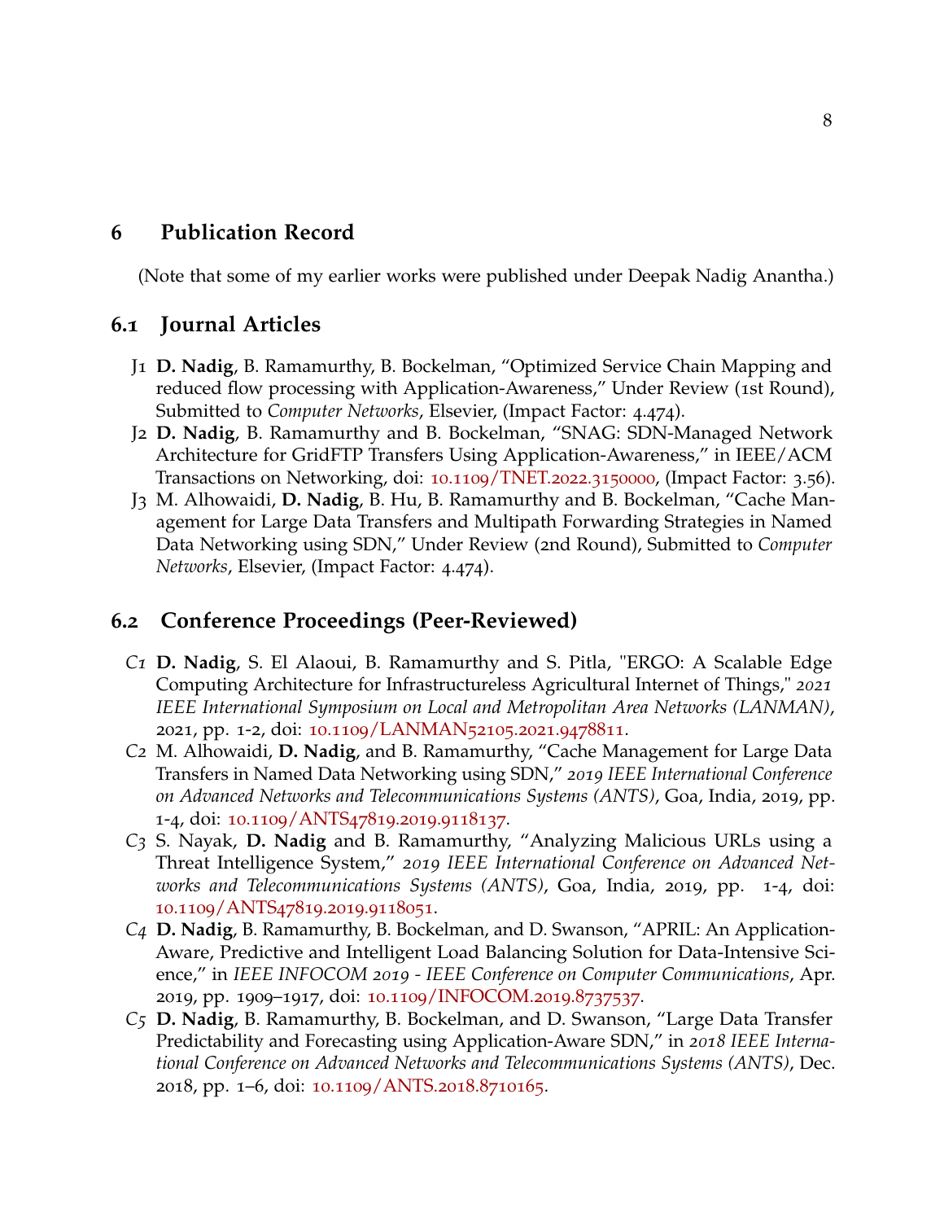## 6 Publication Record

(Note that some of my earlier works were published under Deepak Nadig Anantha.)

### 6.1 Journal Articles

J1 **D. Nadig**, B. Ramamurthy, B. Bockelman, "Optimized Service Chain Mapping and reduced flow processing with Application-Awareness," Under Review (1st Round), Submitted to *Computer Networks*, Elsevier, (Impact Factor: 4.474).

J2 **D. Nadig**, B. Ramamurthy and B. Bockelman, "SNAG: SDN-Managed Network Architecture for GridFTP Transfers Using Application-Awareness," in IEEE/ACM Transactions on Networking, doi: 10.1109/TNET.2022.3150000, (Impact Factor: 3.56).

J3 M. Alhowaidi, **D. Nadig**, B. Hu, B. Ramamurthy and B. Bockelman, "Cache Management for Large Data Transfers and Multipath Forwarding Strategies in Named Data Networking using SDN," Under Review (2nd Round), Submitted to *Computer Networks*, Elsevier, (Impact Factor: 4.474).

### 6.2 Conference Proceedings (Peer-Reviewed)

*C1* **D. Nadig**, S. El Alaoui, B. Ramamurthy and S. Pitla, "ERGO: A Scalable Edge Computing Architecture for Infrastructureless Agricultural Internet of Things," *2021 IEEE International Symposium on Local and Metropolitan Area Networks (LANMAN)*, 2021, pp. 1-2, doi: 10.1109/LANMAN52105.2021.9478811.

*C2* M. Alhowaidi, **D. Nadig**, and B. Ramamurthy, "Cache Management for Large Data Transfers in Named Data Networking using SDN," *2019 IEEE International Conference on Advanced Networks and Telecommunications Systems (ANTS)*, Goa, India, 2019, pp. 1-4, doi: 10.1109/ANTS47819.2019.9118137.

*C3* S. Nayak, **D. Nadig** and B. Ramamurthy, "Analyzing Malicious URLs using a Threat Intelligence System," *2019 IEEE International Conference on Advanced Networks and Telecommunications Systems (ANTS)*, Goa, India, 2019, pp. 1-4, doi: 10.1109/ANTS47819.2019.9118051.

*C4* **D. Nadig**, B. Ramamurthy, B. Bockelman, and D. Swanson, "APRIL: An Application-Aware, Predictive and Intelligent Load Balancing Solution for Data-Intensive Science," in *IEEE INFOCOM 2019 - IEEE Conference on Computer Communications*, Apr. 2019, pp. 1909–1917, doi: 10.1109/INFOCOM.2019.8737537.

*C5* **D. Nadig**, B. Ramamurthy, B. Bockelman, and D. Swanson, "Large Data Transfer Predictability and Forecasting using Application-Aware SDN," in *2018 IEEE International Conference on Advanced Networks and Telecommunications Systems (ANTS)*, Dec. 2018, pp. 1–6, doi: 10.1109/ANTS.2018.8710165.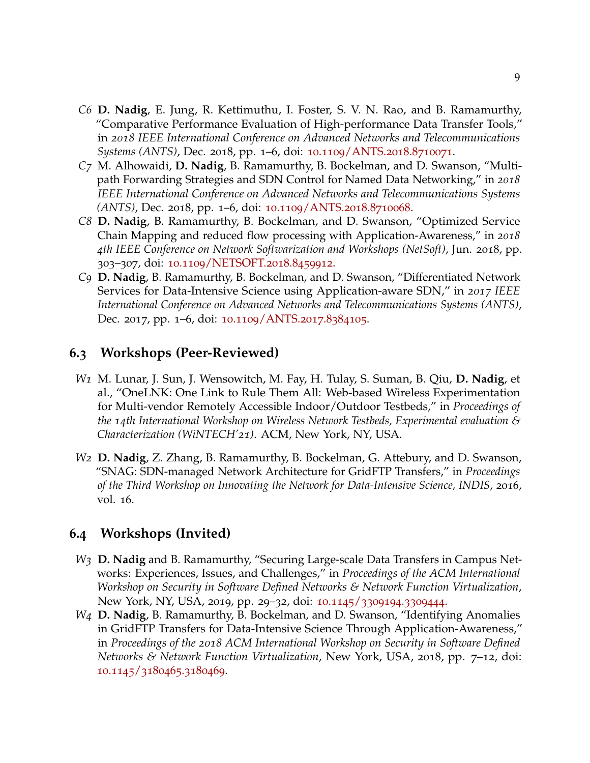*C6* **D. Nadig**, E. Jung, R. Kettimuthu, I. Foster, S. V. N. Rao, and B. Ramamurthy, "Comparative Performance Evaluation of High-performance Data Transfer Tools," in *2018 IEEE International Conference on Advanced Networks and Telecommunications Systems (ANTS)*, Dec. 2018, pp. 1–6, doi: 10.1109/ANTS.2018.8710071.

*C7* M. Alhowaidi, **D. Nadig**, B. Ramamurthy, B. Bockelman, and D. Swanson, "Multipath Forwarding Strategies and SDN Control for Named Data Networking," in *2018 IEEE International Conference on Advanced Networks and Telecommunications Systems (ANTS)*, Dec. 2018, pp. 1–6, doi: 10.1109/ANTS.2018.8710068.

*C8* **D. Nadig**, B. Ramamurthy, B. Bockelman, and D. Swanson, "Optimized Service Chain Mapping and reduced flow processing with Application-Awareness," in *2018 4th IEEE Conference on Network Softwarization and Workshops (NetSoft)*, Jun. 2018, pp. 303–307, doi: 10.1109/NETSOFT.2018.8459912.

*C9* **D. Nadig**, B. Ramamurthy, B. Bockelman, and D. Swanson, "Differentiated Network Services for Data-Intensive Science using Application-aware SDN," in *2017 IEEE International Conference on Advanced Networks and Telecommunications Systems (ANTS)*, Dec. 2017, pp. 1–6, doi: 10.1109/ANTS.2017.8384105.

## 6.3 Workshops (Peer-Reviewed)

*W1* M. Lunar, J. Sun, J. Wensowitch, M. Fay, H. Tulay, S. Suman, B. Qiu, **D. Nadig**, et al., "OneLNK: One Link to Rule Them All: Web-based Wireless Experimentation for Multi-vendor Remotely Accessible Indoor/Outdoor Testbeds," in *Proceedings of the 14th International Workshop on Wireless Network Testbeds, Experimental evaluation & Characterization (WiNTECH'21)*. ACM, New York, NY, USA.

*W2* **D. Nadig**, Z. Zhang, B. Ramamurthy, B. Bockelman, G. Attebury, and D. Swanson, "SNAG: SDN-managed Network Architecture for GridFTP Transfers," in *Proceedings of the Third Workshop on Innovating the Network for Data-Intensive Science, INDIS*, 2016, vol. 16.

## 6.4 Workshops (Invited)

*W3* **D. Nadig** and B. Ramamurthy, "Securing Large-scale Data Transfers in Campus Networks: Experiences, Issues, and Challenges," in *Proceedings of the ACM International Workshop on Security in Software Defined Networks & Network Function Virtualization*, New York, NY, USA, 2019, pp. 29–32, doi: 10.1145/3309194.3309444.

*W4* **D. Nadig**, B. Ramamurthy, B. Bockelman, and D. Swanson, "Identifying Anomalies in GridFTP Transfers for Data-Intensive Science Through Application-Awareness," in *Proceedings of the 2018 ACM International Workshop on Security in Software Defined Networks & Network Function Virtualization*, New York, USA, 2018, pp. 7–12, doi: 10.1145/3180465.3180469.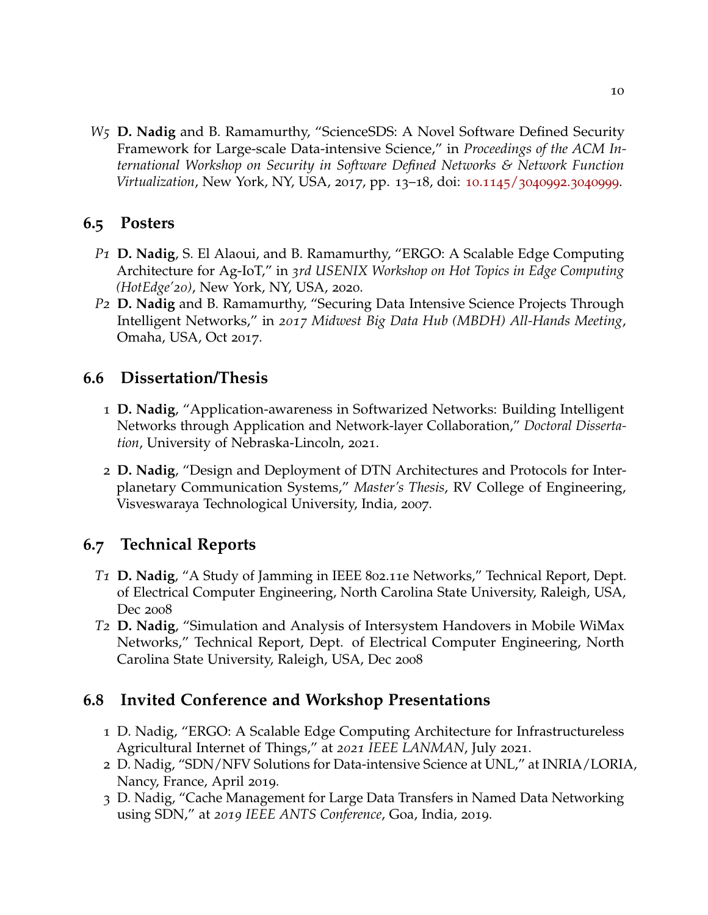*W5* **D. Nadig** and B. Ramamurthy, "ScienceSDS: A Novel Software Defined Security Framework for Large-scale Data-intensive Science," in *Proceedings of the ACM International Workshop on Security in Software Defined Networks & Network Function Virtualization*, New York, NY, USA, 2017, pp. 13–18, doi: 10.1145/3040992.3040999.

## 6.5 Posters

*P1* **D. Nadig**, S. El Alaoui, and B. Ramamurthy, "ERGO: A Scalable Edge Computing Architecture for Ag-IoT," in *3rd USENIX Workshop on Hot Topics in Edge Computing (HotEdge'20)*, New York, NY, USA, 2020.

*P2* **D. Nadig** and B. Ramamurthy, "Securing Data Intensive Science Projects Through Intelligent Networks," in *2017 Midwest Big Data Hub (MBDH) All-Hands Meeting*, Omaha, USA, Oct 2017.

## 6.6 Dissertation/Thesis

1 **D. Nadig**, "Application-awareness in Softwarized Networks: Building Intelligent Networks through Application and Network-layer Collaboration," *Doctoral Dissertation*, University of Nebraska-Lincoln, 2021.

2 **D. Nadig**, "Design and Deployment of DTN Architectures and Protocols for Interplanetary Communication Systems," *Master's Thesis*, RV College of Engineering, Visveswaraya Technological University, India, 2007.

## 6.7 Technical Reports

*T1* **D. Nadig**, "A Study of Jamming in IEEE 802.11e Networks," Technical Report, Dept. of Electrical Computer Engineering, North Carolina State University, Raleigh, USA, Dec 2008

*T2* **D. Nadig**, "Simulation and Analysis of Intersystem Handovers in Mobile WiMax Networks," Technical Report, Dept. of Electrical Computer Engineering, North Carolina State University, Raleigh, USA, Dec 2008

## 6.8 Invited Conference and Workshop Presentations

1 D. Nadig, "ERGO: A Scalable Edge Computing Architecture for Infrastructureless Agricultural Internet of Things," at *2021 IEEE LANMAN*, July 2021.

2 D. Nadig, "SDN/NFV Solutions for Data-intensive Science at UNL," at INRIA/LORIA, Nancy, France, April 2019.

3 D. Nadig, "Cache Management for Large Data Transfers in Named Data Networking using SDN," at *2019 IEEE ANTS Conference*, Goa, India, 2019.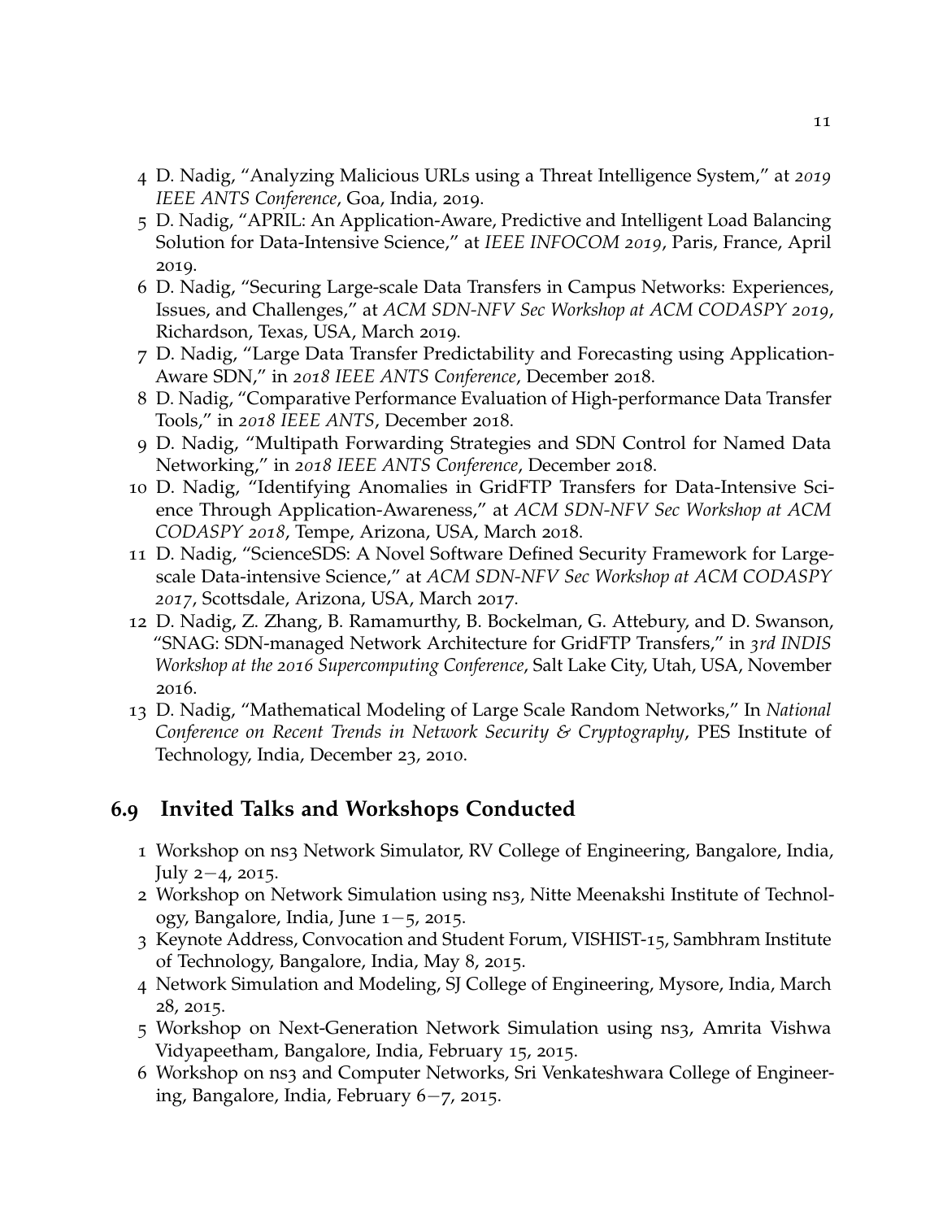4 D. Nadig, "Analyzing Malicious URLs using a Threat Intelligence System," at *2019 IEEE ANTS Conference*, Goa, India, 2019.

5 D. Nadig, "APRIL: An Application-Aware, Predictive and Intelligent Load Balancing Solution for Data-Intensive Science," at *IEEE INFOCOM 2019*, Paris, France, April 2019.

6 D. Nadig, "Securing Large-scale Data Transfers in Campus Networks: Experiences, Issues, and Challenges," at *ACM SDN-NFV Sec Workshop at ACM CODASPY 2019*, Richardson, Texas, USA, March 2019.

7 D. Nadig, "Large Data Transfer Predictability and Forecasting using Application-Aware SDN," in *2018 IEEE ANTS Conference*, December 2018.

8 D. Nadig, "Comparative Performance Evaluation of High-performance Data Transfer Tools," in *2018 IEEE ANTS*, December 2018.

9 D. Nadig, "Multipath Forwarding Strategies and SDN Control for Named Data Networking," in *2018 IEEE ANTS Conference*, December 2018.

10 D. Nadig, "Identifying Anomalies in GridFTP Transfers for Data-Intensive Science Through Application-Awareness," at *ACM SDN-NFV Sec Workshop at ACM CODASPY 2018*, Tempe, Arizona, USA, March 2018.

11 D. Nadig, "ScienceSDS: A Novel Software Defined Security Framework for Large-scale Data-intensive Science," at *ACM SDN-NFV Sec Workshop at ACM CODASPY 2017*, Scottsdale, Arizona, USA, March 2017.

12 D. Nadig, Z. Zhang, B. Ramamurthy, B. Bockelman, G. Attebury, and D. Swanson, "SNAG: SDN-managed Network Architecture for GridFTP Transfers," in *3rd INDIS Workshop at the 2016 Supercomputing Conference*, Salt Lake City, Utah, USA, November 2016.

13 D. Nadig, "Mathematical Modeling of Large Scale Random Networks," In *National Conference on Recent Trends in Network Security & Cryptography*, PES Institute of Technology, India, December 23, 2010.

## 6.9 Invited Talks and Workshops Conducted

1 Workshop on ns3 Network Simulator, RV College of Engineering, Bangalore, India, July 2−4, 2015.

2 Workshop on Network Simulation using ns3, Nitte Meenakshi Institute of Technology, Bangalore, India, June 1−5, 2015.

3 Keynote Address, Convocation and Student Forum, VISHIST-15, Sambhram Institute of Technology, Bangalore, India, May 8, 2015.

4 Network Simulation and Modeling, SJ College of Engineering, Mysore, India, March 28, 2015.

5 Workshop on Next-Generation Network Simulation using ns3, Amrita Vishwa Vidyapeetham, Bangalore, India, February 15, 2015.

6 Workshop on ns3 and Computer Networks, Sri Venkateshwara College of Engineering, Bangalore, India, February 6−7, 2015.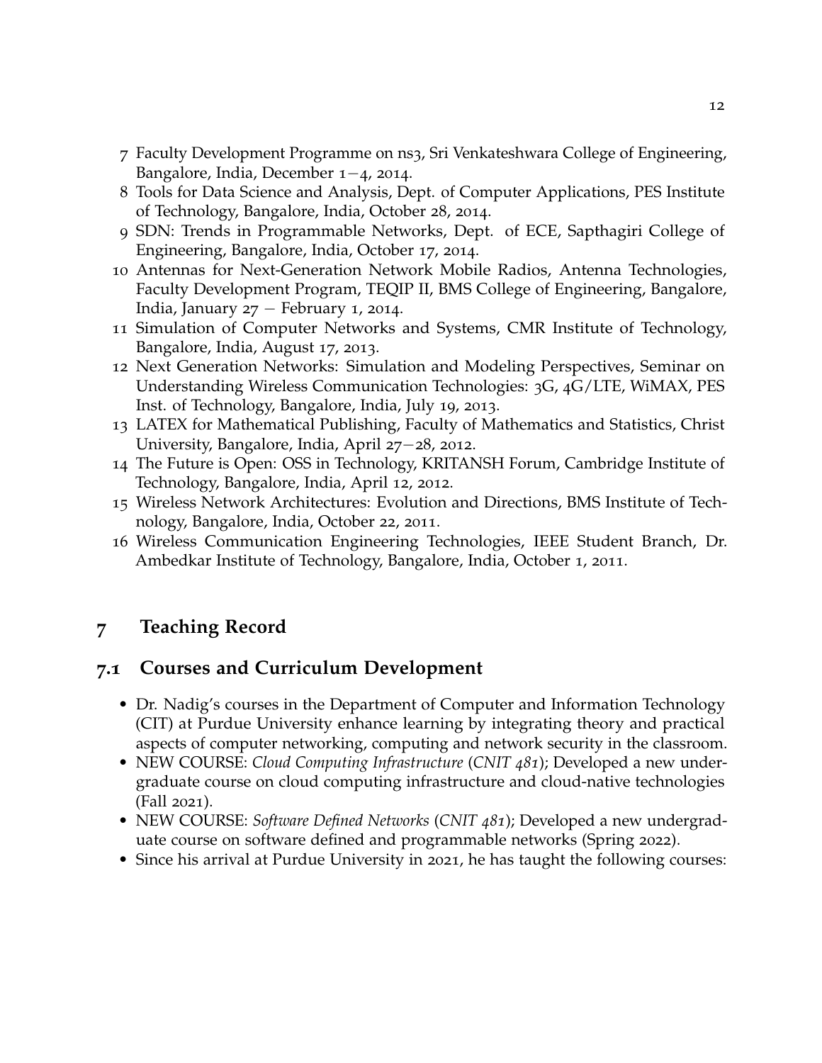7 Faculty Development Programme on ns3, Sri Venkateshwara College of Engineering, Bangalore, India, December 1−4, 2014.
8 Tools for Data Science and Analysis, Dept. of Computer Applications, PES Institute of Technology, Bangalore, India, October 28, 2014.
9 SDN: Trends in Programmable Networks, Dept. of ECE, Sapthagiri College of Engineering, Bangalore, India, October 17, 2014.
10 Antennas for Next-Generation Network Mobile Radios, Antenna Technologies, Faculty Development Program, TEQIP II, BMS College of Engineering, Bangalore, India, January 27 − February 1, 2014.
11 Simulation of Computer Networks and Systems, CMR Institute of Technology, Bangalore, India, August 17, 2013.
12 Next Generation Networks: Simulation and Modeling Perspectives, Seminar on Understanding Wireless Communication Technologies: 3G, 4G/LTE, WiMAX, PES Inst. of Technology, Bangalore, India, July 19, 2013.
13 LATEX for Mathematical Publishing, Faculty of Mathematics and Statistics, Christ University, Bangalore, India, April 27−28, 2012.
14 The Future is Open: OSS in Technology, KRITANSH Forum, Cambridge Institute of Technology, Bangalore, India, April 12, 2012.
15 Wireless Network Architectures: Evolution and Directions, BMS Institute of Technology, Bangalore, India, October 22, 2011.
16 Wireless Communication Engineering Technologies, IEEE Student Branch, Dr. Ambedkar Institute of Technology, Bangalore, India, October 1, 2011.

# 7 Teaching Record

## 7.1 Courses and Curriculum Development

- Dr. Nadig's courses in the Department of Computer and Information Technology (CIT) at Purdue University enhance learning by integrating theory and practical aspects of computer networking, computing and network security in the classroom.
- NEW COURSE: *Cloud Computing Infrastructure* (*CNIT 481*); Developed a new undergraduate course on cloud computing infrastructure and cloud-native technologies (Fall 2021).
- NEW COURSE: *Software Defined Networks* (*CNIT 481*); Developed a new undergraduate course on software defined and programmable networks (Spring 2022).
- Since his arrival at Purdue University in 2021, he has taught the following courses: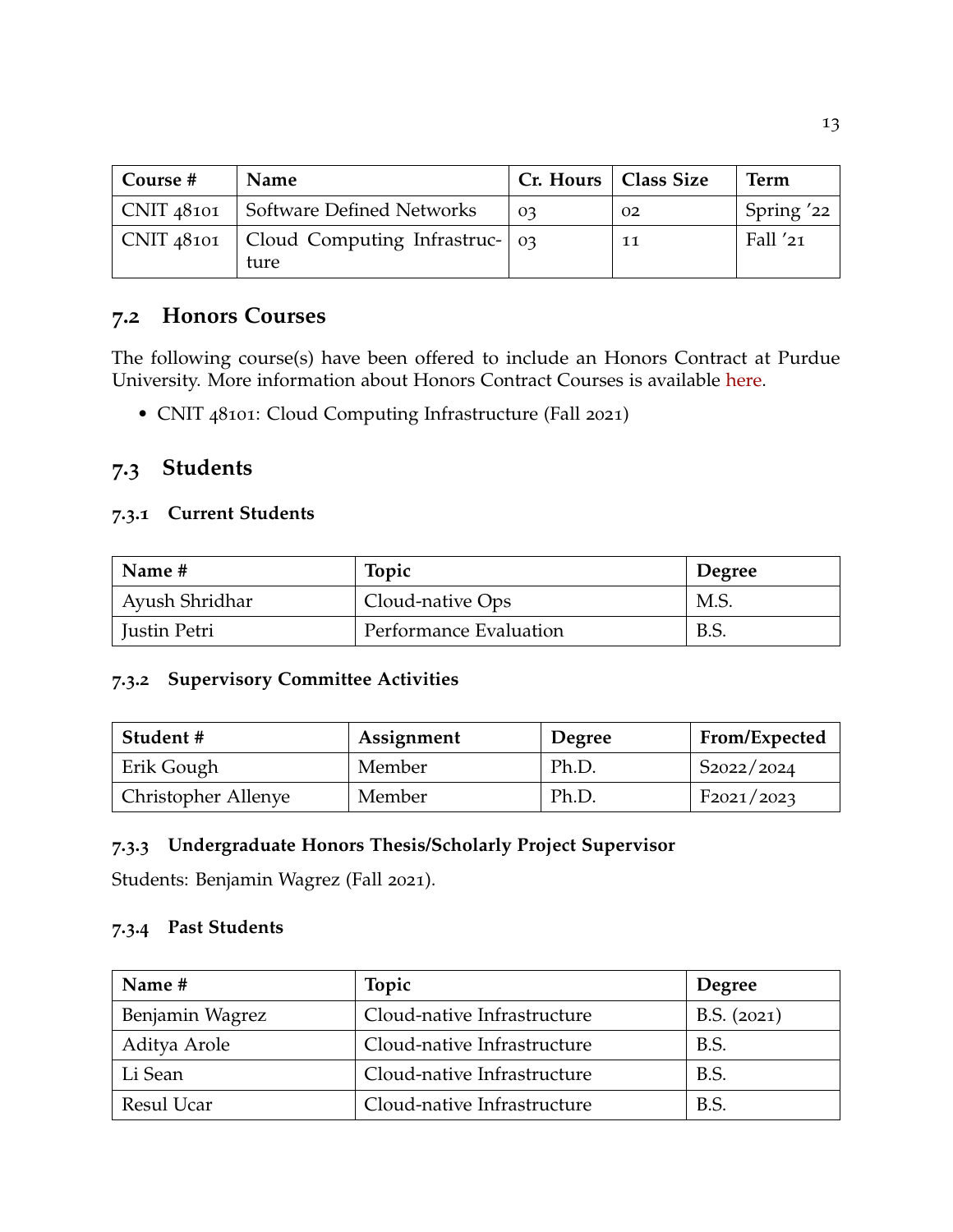| Course # | Name | Cr. Hours | Class Size | Term |
| --- | --- | --- | --- | --- |
| CNIT 48101 | Software Defined Networks | 03 | 02 | Spring '22 |
| CNIT 48101 | Cloud Computing Infrastructure | 03 | 11 | Fall '21 |

## 7.2 Honors Courses

The following course(s) have been offered to include an Honors Contract at Purdue University. More information about Honors Contract Courses is available here.

- CNIT 48101: Cloud Computing Infrastructure (Fall 2021)

## 7.3 Students

### 7.3.1 Current Students

| Name # | Topic | Degree |
| --- | --- | --- |
| Ayush Shridhar | Cloud-native Ops | M.S. |
| Justin Petri | Performance Evaluation | B.S. |

### 7.3.2 Supervisory Committee Activities

| Student # | Assignment | Degree | From/Expected |
| --- | --- | --- | --- |
| Erik Gough | Member | Ph.D. | S2022/2024 |
| Christopher Allenye | Member | Ph.D. | F2021/2023 |

### 7.3.3 Undergraduate Honors Thesis/Scholarly Project Supervisor

Students: Benjamin Wagrez (Fall 2021).

### 7.3.4 Past Students

| Name # | Topic | Degree |
| --- | --- | --- |
| Benjamin Wagrez | Cloud-native Infrastructure | B.S. (2021) |
| Aditya Arole | Cloud-native Infrastructure | B.S. |
| Li Sean | Cloud-native Infrastructure | B.S. |
| Resul Ucar | Cloud-native Infrastructure | B.S. |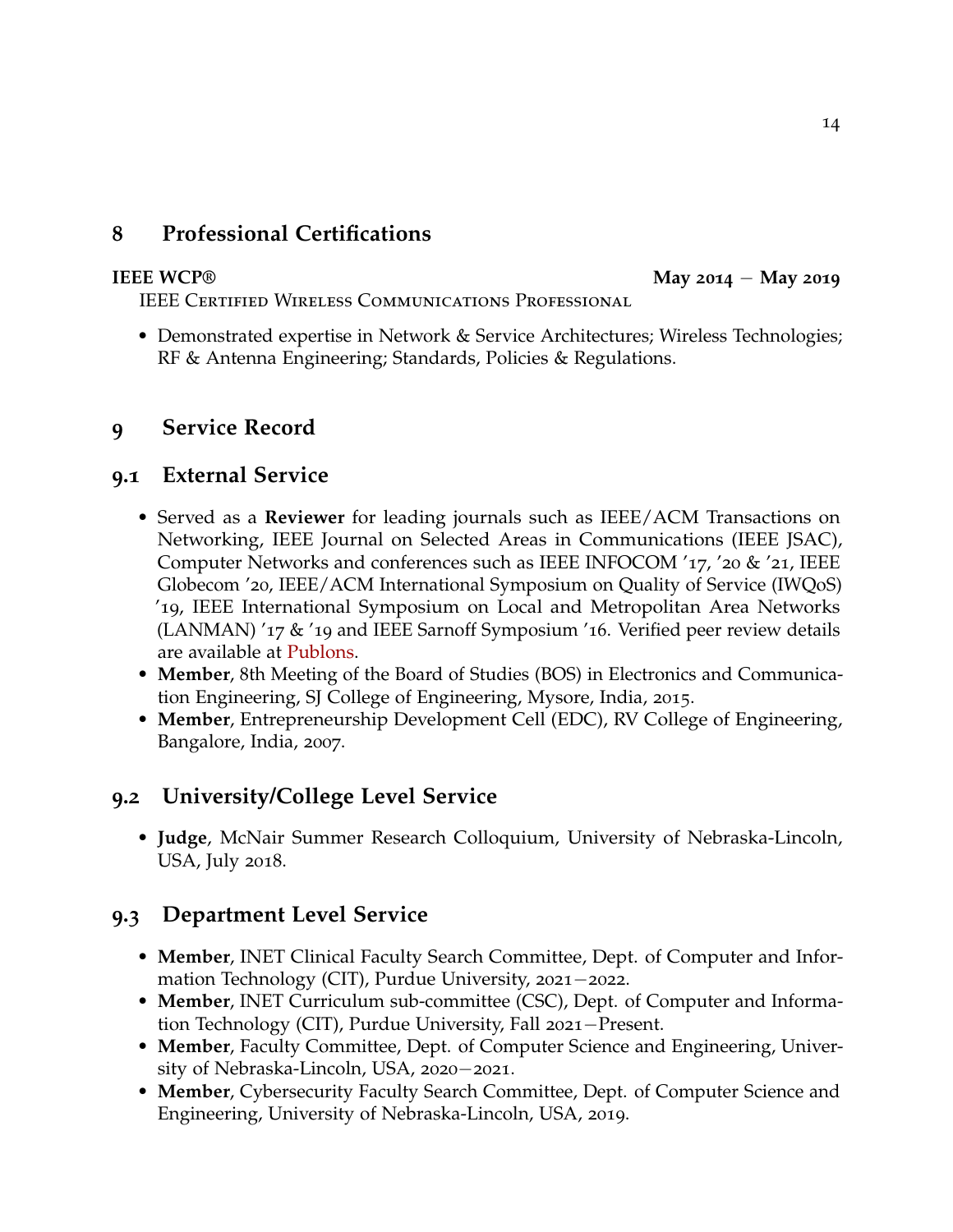# 8 Professional Certifications

**IEEE WCP®** **May 2014 – May 2019**
IEEE Certified Wireless Communications Professional

- Demonstrated expertise in Network & Service Architectures; Wireless Technologies; RF & Antenna Engineering; Standards, Policies & Regulations.

# 9 Service Record

## 9.1 External Service

- Served as a **Reviewer** for leading journals such as IEEE/ACM Transactions on Networking, IEEE Journal on Selected Areas in Communications (IEEE JSAC), Computer Networks and conferences such as IEEE INFOCOM '17, '20 & '21, IEEE Globecom '20, IEEE/ACM International Symposium on Quality of Service (IWQoS) '19, IEEE International Symposium on Local and Metropolitan Area Networks (LANMAN) '17 & '19 and IEEE Sarnoff Symposium '16. Verified peer review details are available at Publons.
- **Member**, 8th Meeting of the Board of Studies (BOS) in Electronics and Communication Engineering, SJ College of Engineering, Mysore, India, 2015.
- **Member**, Entrepreneurship Development Cell (EDC), RV College of Engineering, Bangalore, India, 2007.

## 9.2 University/College Level Service

- **Judge**, McNair Summer Research Colloquium, University of Nebraska-Lincoln, USA, July 2018.

## 9.3 Department Level Service

- **Member**, INET Clinical Faculty Search Committee, Dept. of Computer and Information Technology (CIT), Purdue University, 2021–2022.
- **Member**, INET Curriculum sub-committee (CSC), Dept. of Computer and Information Technology (CIT), Purdue University, Fall 2021–Present.
- **Member**, Faculty Committee, Dept. of Computer Science and Engineering, University of Nebraska-Lincoln, USA, 2020–2021.
- **Member**, Cybersecurity Faculty Search Committee, Dept. of Computer Science and Engineering, University of Nebraska-Lincoln, USA, 2019.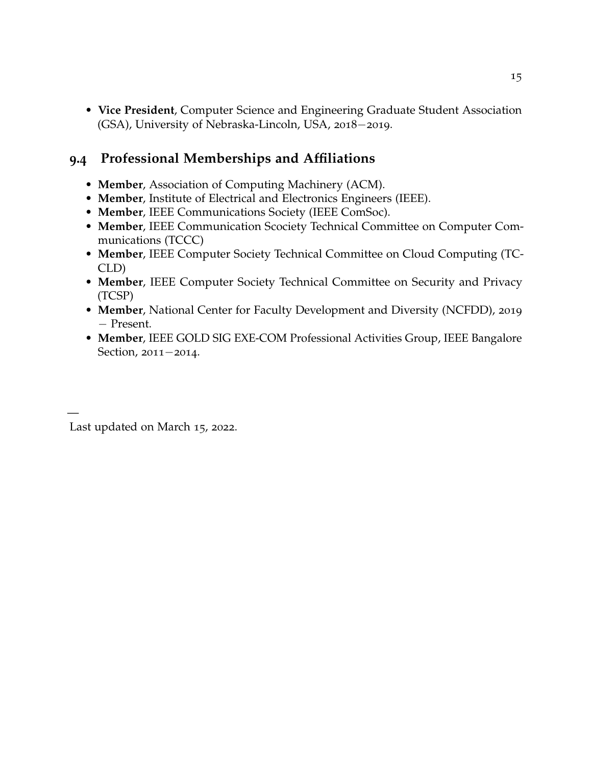- **Vice President**, Computer Science and Engineering Graduate Student Association (GSA), University of Nebraska-Lincoln, USA, 2018−2019.

## 9.4 Professional Memberships and Affiliations

- **Member**, Association of Computing Machinery (ACM).
- **Member**, Institute of Electrical and Electronics Engineers (IEEE).
- **Member**, IEEE Communications Society (IEEE ComSoc).
- **Member**, IEEE Communication Scociety Technical Committee on Computer Communications (TCCC)
- **Member**, IEEE Computer Society Technical Committee on Cloud Computing (TC-CLD)
- **Member**, IEEE Computer Society Technical Committee on Security and Privacy (TCSP)
- **Member**, National Center for Faculty Development and Diversity (NCFDD), 2019 − Present.
- **Member**, IEEE GOLD SIG EXE-COM Professional Activities Group, IEEE Bangalore Section, 2011−2014.

—
Last updated on March 15, 2022.